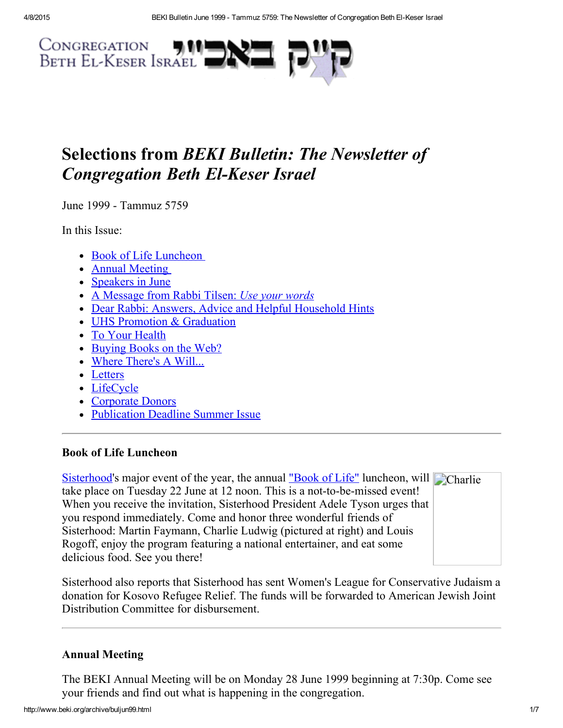Congregation Beth El-Keser Israel קי״ק באב״י

# Selections from *BEKI Bulletin: The Newsletter of Congregation Beth El-Keser Israel*

June 1999 - Tammuz 5759

In this Issue:

- Book of Life Luncheon
- Annual Meeting
- Speakers in June
- A Message from Rabbi Tilsen: *Use your words*
- Dear Rabbi: Answers, Advice and Helpful Household Hints
- UHS Promotion & Graduation
- To Your Health
- Buying Books on the Web?
- Where There's A Will...
- Letters
- LifeCycle
- Corporate Donors
- Publication Deadline Summer Issue

---

### Book of Life Luncheon

Sisterhood's major event of the year, the annual "Book of Life" luncheon, will take place on Tuesday 22 June at 12 noon. This is a not-to-be-missed event! When you receive the invitation, Sisterhood President Adele Tyson urges that you respond immediately. Come and honor three wonderful friends of Sisterhood: Martin Faymann, Charlie Ludwig (pictured at right) and Louis Rogoff, enjoy the program featuring a national entertainer, and eat some delicious food. See you there!

Charlie

Sisterhood also reports that Sisterhood has sent Women's League for Conservative Judaism a donation for Kosovo Refugee Relief. The funds will be forwarded to American Jewish Joint Distribution Committee for disbursement.

---

### Annual Meeting

The BEKI Annual Meeting will be on Monday 28 June 1999 beginning at 7:30p. Come see your friends and find out what is happening in the congregation.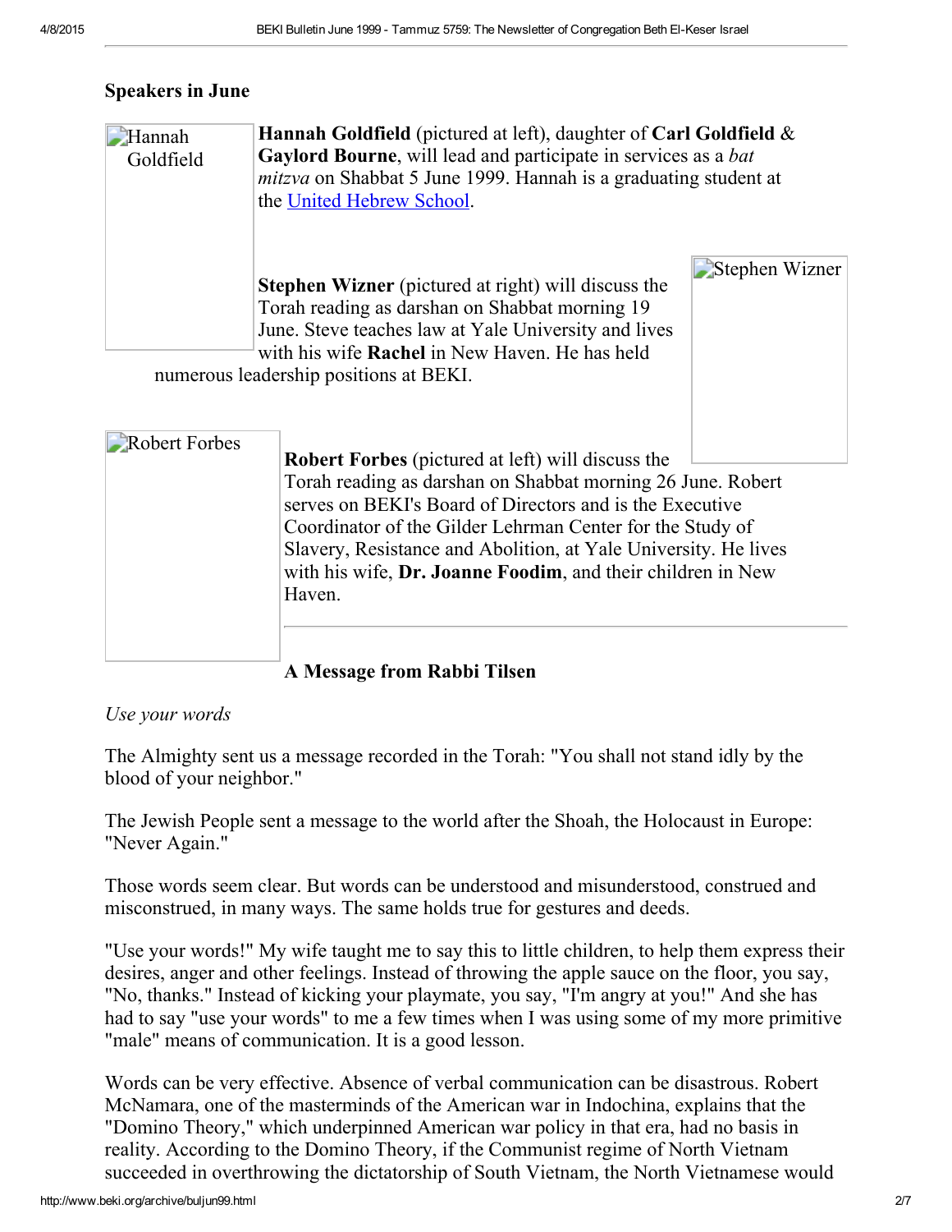## Speakers in June

**Hannah Goldfield** (pictured at left), daughter of **Carl Goldfield** & **Gaylord Bourne**, will lead and participate in services as a *bat mitzva* on Shabbat 5 June 1999. Hannah is a graduating student at the United Hebrew School.

**Stephen Wizner** (pictured at right) will discuss the Torah reading as darshan on Shabbat morning 19 June. Steve teaches law at Yale University and lives with his wife **Rachel** in New Haven. He has held numerous leadership positions at BEKI.

**Robert Forbes** (pictured at left) will discuss the Torah reading as darshan on Shabbat morning 26 June. Robert serves on BEKI's Board of Directors and is the Executive Coordinator of the Gilder Lehrman Center for the Study of Slavery, Resistance and Abolition, at Yale University. He lives with his wife, **Dr. Joanne Foodim**, and their children in New Haven.

---

### A Message from Rabbi Tilsen

*Use your words*

The Almighty sent us a message recorded in the Torah: "You shall not stand idly by the blood of your neighbor."

The Jewish People sent a message to the world after the Shoah, the Holocaust in Europe: "Never Again."

Those words seem clear. But words can be understood and misunderstood, construed and misconstrued, in many ways. The same holds true for gestures and deeds.

"Use your words!" My wife taught me to say this to little children, to help them express their desires, anger and other feelings. Instead of throwing the apple sauce on the floor, you say, "No, thanks." Instead of kicking your playmate, you say, "I'm angry at you!" And she has had to say "use your words" to me a few times when I was using some of my more primitive "male" means of communication. It is a good lesson.

Words can be very effective. Absence of verbal communication can be disastrous. Robert McNamara, one of the masterminds of the American war in Indochina, explains that the "Domino Theory," which underpinned American war policy in that era, had no basis in reality. According to the Domino Theory, if the Communist regime of North Vietnam succeeded in overthrowing the dictatorship of South Vietnam, the North Vietnamese would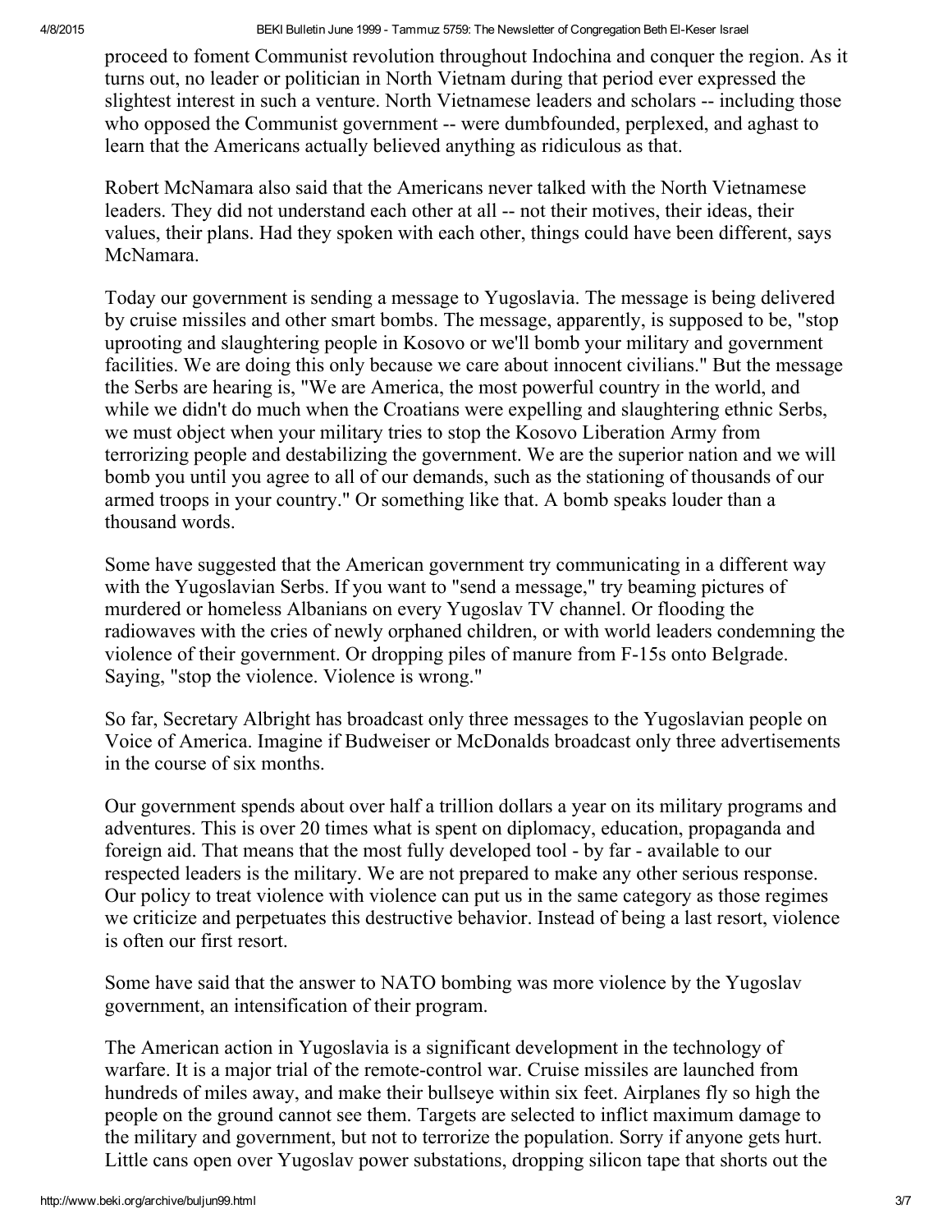proceed to foment Communist revolution throughout Indochina and conquer the region. As it turns out, no leader or politician in North Vietnam during that period ever expressed the slightest interest in such a venture. North Vietnamese leaders and scholars -- including those who opposed the Communist government -- were dumbfounded, perplexed, and aghast to learn that the Americans actually believed anything as ridiculous as that.

Robert McNamara also said that the Americans never talked with the North Vietnamese leaders. They did not understand each other at all -- not their motives, their ideas, their values, their plans. Had they spoken with each other, things could have been different, says McNamara.

Today our government is sending a message to Yugoslavia. The message is being delivered by cruise missiles and other smart bombs. The message, apparently, is supposed to be, "stop uprooting and slaughtering people in Kosovo or we'll bomb your military and government facilities. We are doing this only because we care about innocent civilians." But the message the Serbs are hearing is, "We are America, the most powerful country in the world, and while we didn't do much when the Croatians were expelling and slaughtering ethnic Serbs, we must object when your military tries to stop the Kosovo Liberation Army from terrorizing people and destabilizing the government. We are the superior nation and we will bomb you until you agree to all of our demands, such as the stationing of thousands of our armed troops in your country." Or something like that. A bomb speaks louder than a thousand words.

Some have suggested that the American government try communicating in a different way with the Yugoslavian Serbs. If you want to "send a message," try beaming pictures of murdered or homeless Albanians on every Yugoslav TV channel. Or flooding the radiowaves with the cries of newly orphaned children, or with world leaders condemning the violence of their government. Or dropping piles of manure from F-15s onto Belgrade. Saying, "stop the violence. Violence is wrong."

So far, Secretary Albright has broadcast only three messages to the Yugoslavian people on Voice of America. Imagine if Budweiser or McDonalds broadcast only three advertisements in the course of six months.

Our government spends about over half a trillion dollars a year on its military programs and adventures. This is over 20 times what is spent on diplomacy, education, propaganda and foreign aid. That means that the most fully developed tool - by far - available to our respected leaders is the military. We are not prepared to make any other serious response. Our policy to treat violence with violence can put us in the same category as those regimes we criticize and perpetuates this destructive behavior. Instead of being a last resort, violence is often our first resort.

Some have said that the answer to NATO bombing was more violence by the Yugoslav government, an intensification of their program.

The American action in Yugoslavia is a significant development in the technology of warfare. It is a major trial of the remote-control war. Cruise missiles are launched from hundreds of miles away, and make their bullseye within six feet. Airplanes fly so high the people on the ground cannot see them. Targets are selected to inflict maximum damage to the military and government, but not to terrorize the population. Sorry if anyone gets hurt. Little cans open over Yugoslav power substations, dropping silicon tape that shorts out the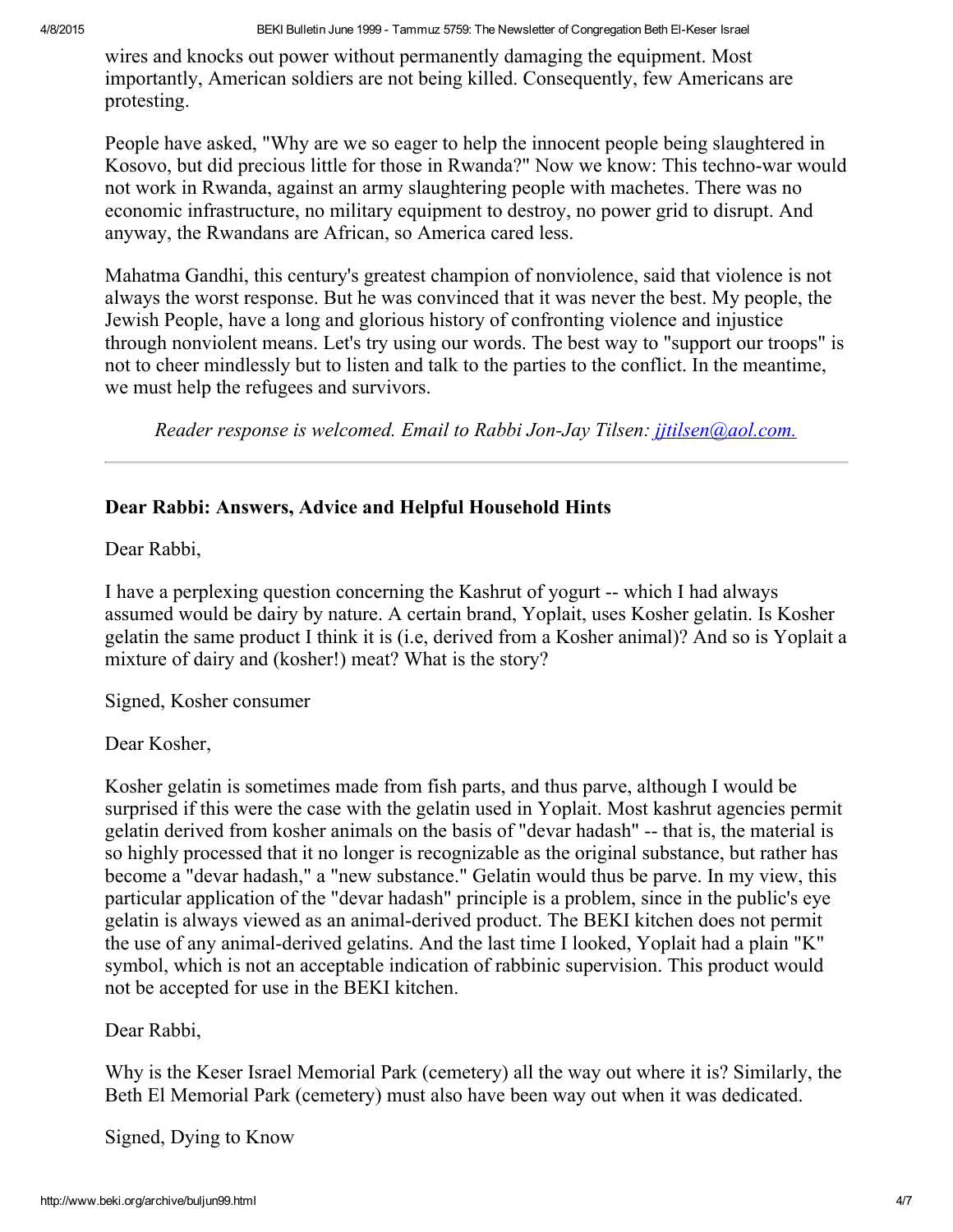wires and knocks out power without permanently damaging the equipment. Most importantly, American soldiers are not being killed. Consequently, few Americans are protesting.

People have asked, "Why are we so eager to help the innocent people being slaughtered in Kosovo, but did precious little for those in Rwanda?" Now we know: This techno-war would not work in Rwanda, against an army slaughtering people with machetes. There was no economic infrastructure, no military equipment to destroy, no power grid to disrupt. And anyway, the Rwandans are African, so America cared less.

Mahatma Gandhi, this century's greatest champion of nonviolence, said that violence is not always the worst response. But he was convinced that it was never the best. My people, the Jewish People, have a long and glorious history of confronting violence and injustice through nonviolent means. Let's try using our words. The best way to "support our troops" is not to cheer mindlessly but to listen and talk to the parties to the conflict. In the meantime, we must help the refugees and survivors.

*Reader response is welcomed. Email to Rabbi Jon-Jay Tilsen: [jjtilsen@aol.com.](mailto:jjtilsen@aol.com)*

---

## Dear Rabbi: Answers, Advice and Helpful Household Hints

Dear Rabbi,

I have a perplexing question concerning the Kashrut of yogurt -- which I had always assumed would be dairy by nature. A certain brand, Yoplait, uses Kosher gelatin. Is Kosher gelatin the same product I think it is (i.e, derived from a Kosher animal)? And so is Yoplait a mixture of dairy and (kosher!) meat? What is the story?

Signed, Kosher consumer

Dear Kosher,

Kosher gelatin is sometimes made from fish parts, and thus parve, although I would be surprised if this were the case with the gelatin used in Yoplait. Most kashrut agencies permit gelatin derived from kosher animals on the basis of "devar hadash" -- that is, the material is so highly processed that it no longer is recognizable as the original substance, but rather has become a "devar hadash," a "new substance." Gelatin would thus be parve. In my view, this particular application of the "devar hadash" principle is a problem, since in the public's eye gelatin is always viewed as an animal-derived product. The BEKI kitchen does not permit the use of any animal-derived gelatins. And the last time I looked, Yoplait had a plain "K" symbol, which is not an acceptable indication of rabbinic supervision. This product would not be accepted for use in the BEKI kitchen.

Dear Rabbi,

Why is the Keser Israel Memorial Park (cemetery) all the way out where it is? Similarly, the Beth El Memorial Park (cemetery) must also have been way out when it was dedicated.

Signed, Dying to Know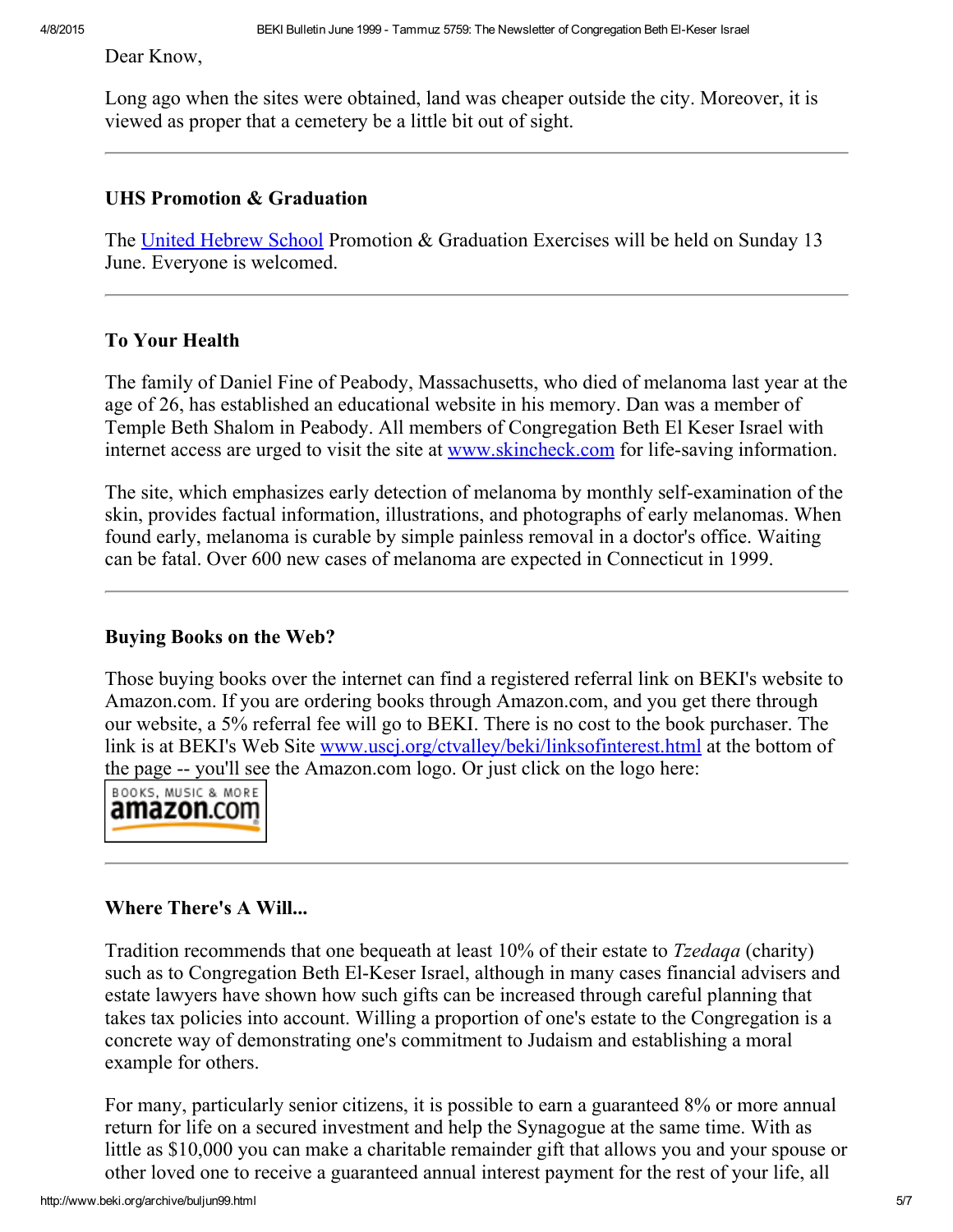Dear Know,

Long ago when the sites were obtained, land was cheaper outside the city. Moreover, it is viewed as proper that a cemetery be a little bit out of sight.

---

### UHS Promotion & Graduation

The United Hebrew School Promotion & Graduation Exercises will be held on Sunday 13 June. Everyone is welcomed.

---

### To Your Health

The family of Daniel Fine of Peabody, Massachusetts, who died of melanoma last year at the age of 26, has established an educational website in his memory. Dan was a member of Temple Beth Shalom in Peabody. All members of Congregation Beth El Keser Israel with internet access are urged to visit the site at www.skincheck.com for life-saving information.

The site, which emphasizes early detection of melanoma by monthly self-examination of the skin, provides factual information, illustrations, and photographs of early melanomas. When found early, melanoma is curable by simple painless removal in a doctor's office. Waiting can be fatal. Over 600 new cases of melanoma are expected in Connecticut in 1999.

---

### Buying Books on the Web?

Those buying books over the internet can find a registered referral link on BEKI's website to Amazon.com. If you are ordering books through Amazon.com, and you get there through our website, a 5% referral fee will go to BEKI. There is no cost to the book purchaser. The link is at BEKI's Web Site www.uscj.org/ctvalley/beki/linksofinterest.html at the bottom of the page -- you'll see the Amazon.com logo. Or just click on the logo here:

BOOKS, MUSIC & MORE amazon.com

---

### Where There's A Will...

Tradition recommends that one bequeath at least 10% of their estate to *Tzedaqa* (charity) such as to Congregation Beth El-Keser Israel, although in many cases financial advisers and estate lawyers have shown how such gifts can be increased through careful planning that takes tax policies into account. Willing a proportion of one's estate to the Congregation is a concrete way of demonstrating one's commitment to Judaism and establishing a moral example for others.

For many, particularly senior citizens, it is possible to earn a guaranteed 8% or more annual return for life on a secured investment and help the Synagogue at the same time. With as little as $10,000 you can make a charitable remainder gift that allows you and your spouse or other loved one to receive a guaranteed annual interest payment for the rest of your life, all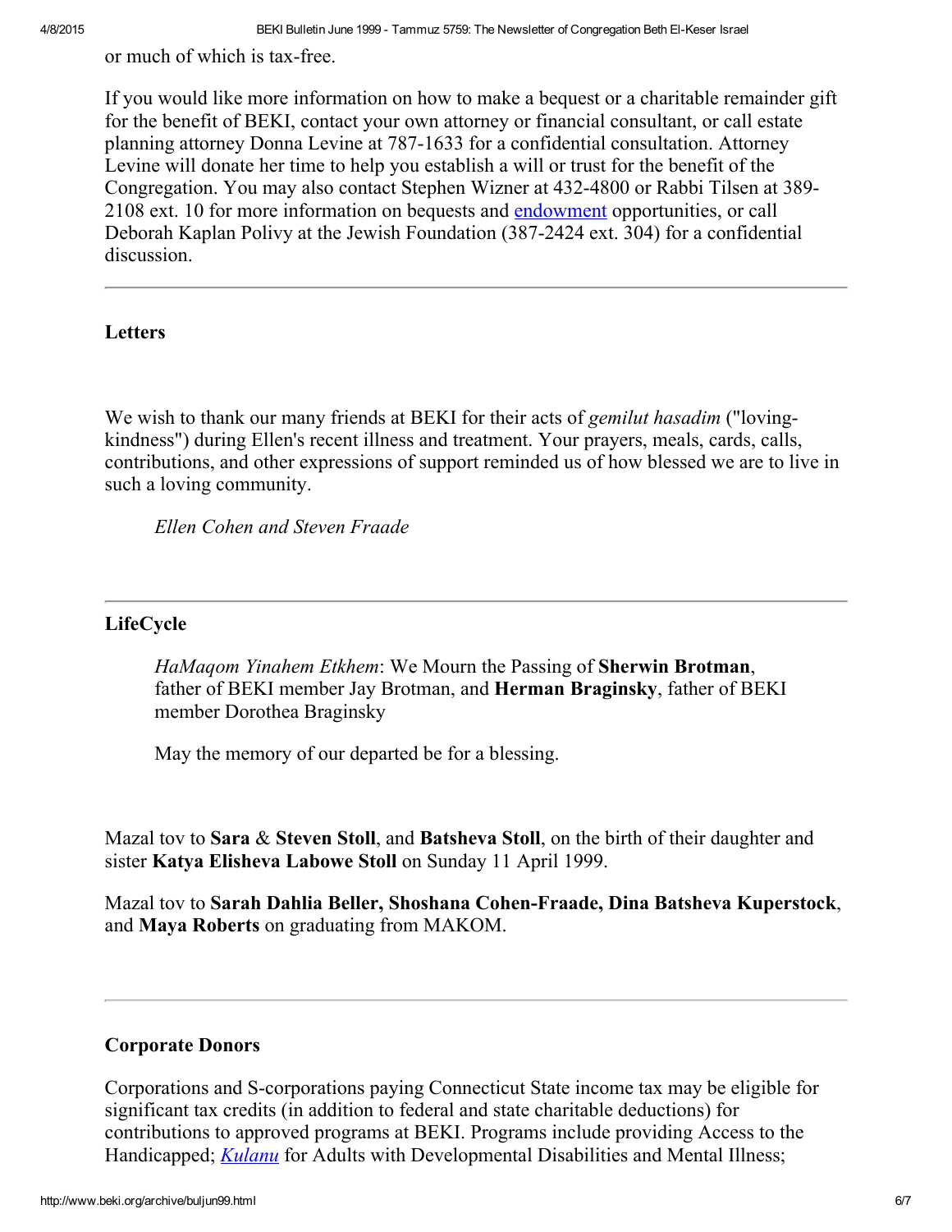or much of which is tax-free.

If you would like more information on how to make a bequest or a charitable remainder gift for the benefit of BEKI, contact your own attorney or financial consultant, or call estate planning attorney Donna Levine at 787-1633 for a confidential consultation. Attorney Levine will donate her time to help you establish a will or trust for the benefit of the Congregation. You may also contact Stephen Wizner at 432-4800 or Rabbi Tilsen at 389-2108 ext. 10 for more information on bequests and endowment opportunities, or call Deborah Kaplan Polivy at the Jewish Foundation (387-2424 ext. 304) for a confidential discussion.

---

### Letters

We wish to thank our many friends at BEKI for their acts of *gemilut hasadim* ("loving-kindness") during Ellen's recent illness and treatment. Your prayers, meals, cards, calls, contributions, and other expressions of support reminded us of how blessed we are to live in such a loving community.

> *Ellen Cohen and Steven Fraade*

---

### LifeCycle

> *HaMaqom Yinahem Etkhem*: We Mourn the Passing of **Sherwin Brotman**, father of BEKI member Jay Brotman, and **Herman Braginsky**, father of BEKI member Dorothea Braginsky
>
> May the memory of our departed be for a blessing.

Mazal tov to **Sara** & **Steven Stoll**, and **Batsheva Stoll**, on the birth of their daughter and sister **Katya Elisheva Labowe Stoll** on Sunday 11 April 1999.

Mazal tov to **Sarah Dahlia Beller, Shoshana Cohen-Fraade, Dina Batsheva Kuperstock**, and **Maya Roberts** on graduating from MAKOM.

---

### Corporate Donors

Corporations and S-corporations paying Connecticut State income tax may be eligible for significant tax credits (in addition to federal and state charitable deductions) for contributions to approved programs at BEKI. Programs include providing Access to the Handicapped; *Kulanu* for Adults with Developmental Disabilities and Mental Illness;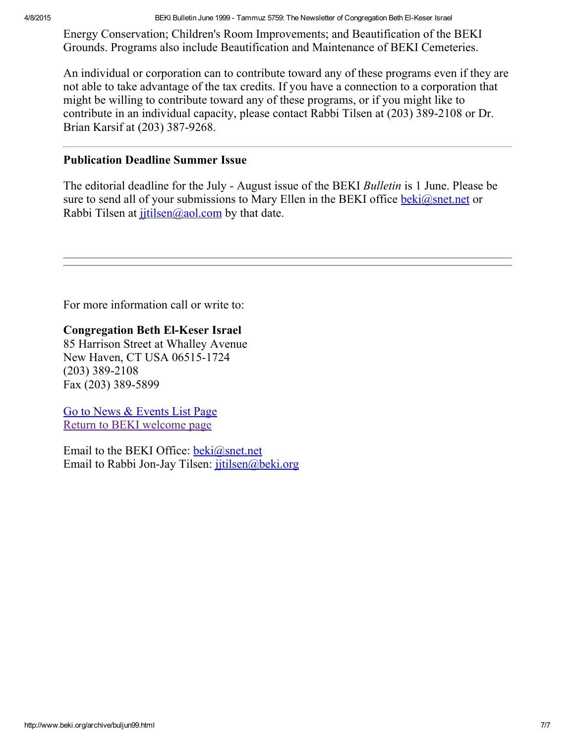Energy Conservation; Children's Room Improvements; and Beautification of the BEKI Grounds. Programs also include Beautification and Maintenance of BEKI Cemeteries.

An individual or corporation can to contribute toward any of these programs even if they are not able to take advantage of the tax credits. If you have a connection to a corporation that might be willing to contribute toward any of these programs, or if you might like to contribute in an individual capacity, please contact Rabbi Tilsen at (203) 389-2108 or Dr. Brian Karsif at (203) 387-9268.

---

### Publication Deadline Summer Issue

The editorial deadline for the July - August issue of the BEKI *Bulletin* is 1 June. Please be sure to send all of your submissions to Mary Ellen in the BEKI office [beki@snet.net](mailto:beki@snet.net) or Rabbi Tilsen at [jjtilsen@aol.com](mailto:jjtilsen@aol.com) by that date.

---

---

For more information call or write to:

**Congregation Beth El-Keser Israel**
85 Harrison Street at Whalley Avenue
New Haven, CT USA 06515-1724
(203) 389-2108
Fax (203) 389-5899

[Go to News & Events List Page]()
[Return to BEKI welcome page]()

Email to the BEKI Office: [beki@snet.net](mailto:beki@snet.net)
Email to Rabbi Jon-Jay Tilsen: [jjtilsen@beki.org](mailto:jjtilsen@beki.org)